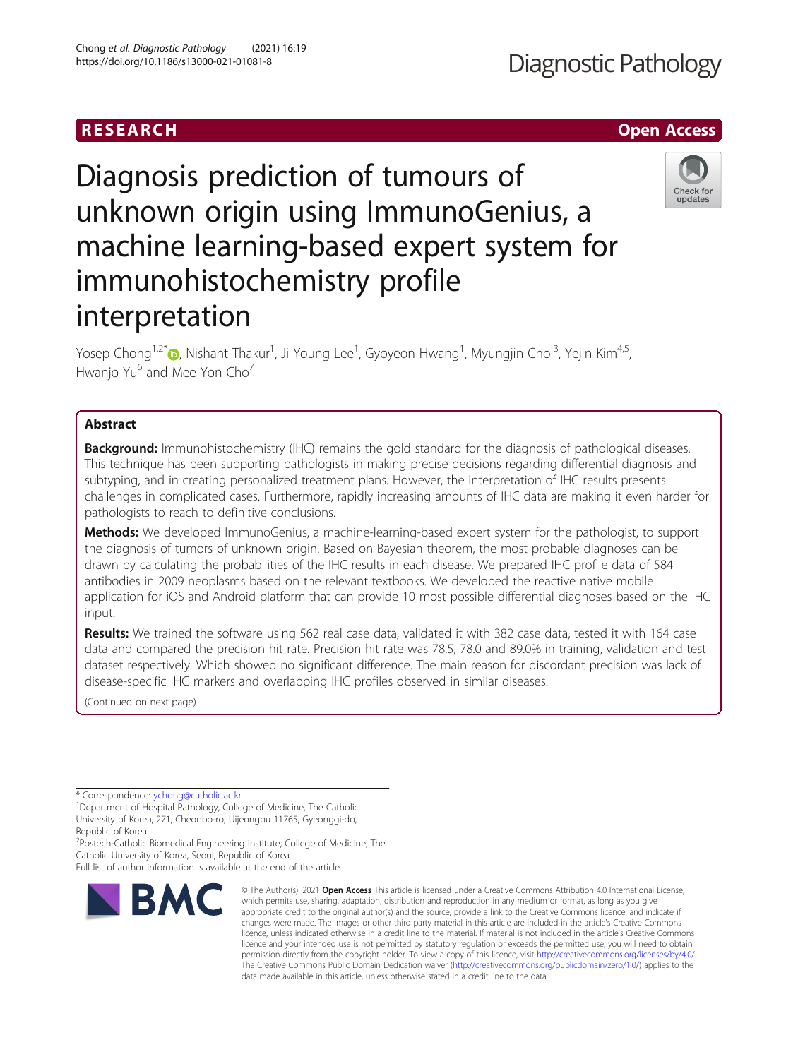RESEARCH

Open Access

# Diagnosis prediction of tumours of unknown origin using ImmunoGenius, a machine learning-based expert system for immunohistochemistry profile interpretation

Yosep Chong[1,2*], Nishant Thakur[1], Ji Young Lee[1], Gyoyeon Hwang[1], Myungjin Choi[3], Yejin Kim[4,5], Hwanjo Yu[6] and Mee Yon Cho[7]

## Abstract

**Background:** Immunohistochemistry (IHC) remains the gold standard for the diagnosis of pathological diseases. This technique has been supporting pathologists in making precise decisions regarding differential diagnosis and subtyping, and in creating personalized treatment plans. However, the interpretation of IHC results presents challenges in complicated cases. Furthermore, rapidly increasing amounts of IHC data are making it even harder for pathologists to reach to definitive conclusions.

**Methods:** We developed ImmunoGenius, a machine-learning-based expert system for the pathologist, to support the diagnosis of tumors of unknown origin. Based on Bayesian theorem, the most probable diagnoses can be drawn by calculating the probabilities of the IHC results in each disease. We prepared IHC profile data of 584 antibodies in 2009 neoplasms based on the relevant textbooks. We developed the reactive native mobile application for iOS and Android platform that can provide 10 most possible differential diagnoses based on the IHC input.

**Results:** We trained the software using 562 real case data, validated it with 382 case data, tested it with 164 case data and compared the precision hit rate. Precision hit rate was 78.5, 78.0 and 89.0% in training, validation and test dataset respectively. Which showed no significant difference. The main reason for discordant precision was lack of disease-specific IHC markers and overlapping IHC profiles observed in similar diseases.

(Continued on next page)

\* Correspondence: ychong@catholic.ac.kr
[1]Department of Hospital Pathology, College of Medicine, The Catholic University of Korea, 271, Cheonbo-ro, Uijeongbu 11765, Gyeonggi-do, Republic of Korea
[2]Postech-Catholic Biomedical Engineering institute, College of Medicine, The Catholic University of Korea, Seoul, Republic of Korea
Full list of author information is available at the end of the article

© The Author(s). 2021 **Open Access** This article is licensed under a Creative Commons Attribution 4.0 International License, which permits use, sharing, adaptation, distribution and reproduction in any medium or format, as long as you give appropriate credit to the original author(s) and the source, provide a link to the Creative Commons licence, and indicate if changes were made. The images or other third party material in this article are included in the article's Creative Commons licence, unless indicated otherwise in a credit line to the material. If material is not included in the article's Creative Commons licence and your intended use is not permitted by statutory regulation or exceeds the permitted use, you will need to obtain permission directly from the copyright holder. To view a copy of this licence, visit http://creativecommons.org/licenses/by/4.0/. The Creative Commons Public Domain Dedication waiver (http://creativecommons.org/publicdomain/zero/1.0/) applies to the data made available in this article, unless otherwise stated in a credit line to the data.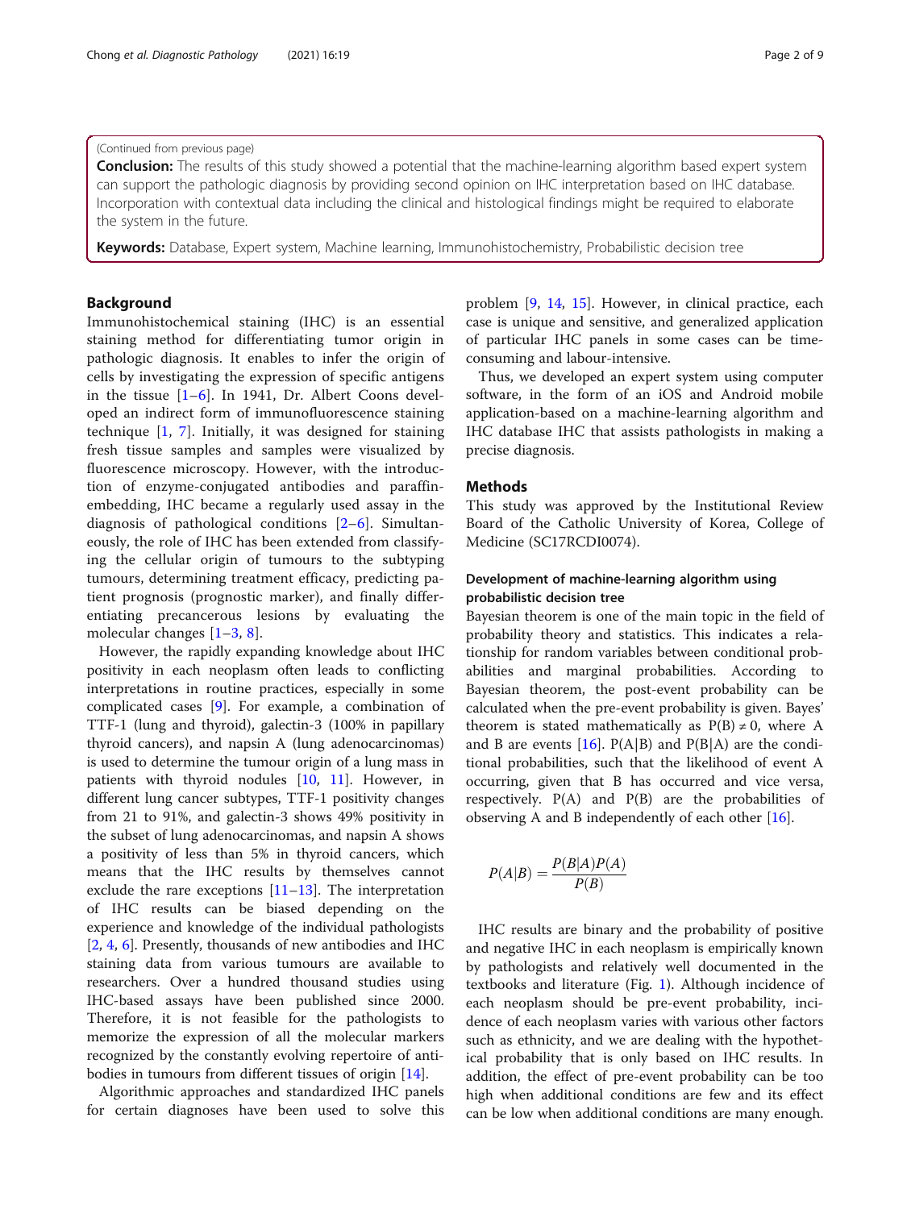(Continued from previous page)

**Conclusion:** The results of this study showed a potential that the machine-learning algorithm based expert system can support the pathologic diagnosis by providing second opinion on IHC interpretation based on IHC database. Incorporation with contextual data including the clinical and histological findings might be required to elaborate the system in the future.

**Keywords:** Database, Expert system, Machine learning, Immunohistochemistry, Probabilistic decision tree

## Background

Immunohistochemical staining (IHC) is an essential staining method for differentiating tumor origin in pathologic diagnosis. It enables to infer the origin of cells by investigating the expression of specific antigens in the tissue [1–6]. In 1941, Dr. Albert Coons developed an indirect form of immunofluorescence staining technique [1, 7]. Initially, it was designed for staining fresh tissue samples and samples were visualized by fluorescence microscopy. However, with the introduction of enzyme-conjugated antibodies and paraffin-embedding, IHC became a regularly used assay in the diagnosis of pathological conditions [2–6]. Simultaneously, the role of IHC has been extended from classifying the cellular origin of tumours to the subtyping tumours, determining treatment efficacy, predicting patient prognosis (prognostic marker), and finally differentiating precancerous lesions by evaluating the molecular changes [1–3, 8].

However, the rapidly expanding knowledge about IHC positivity in each neoplasm often leads to conflicting interpretations in routine practices, especially in some complicated cases [9]. For example, a combination of TTF-1 (lung and thyroid), galectin-3 (100% in papillary thyroid cancers), and napsin A (lung adenocarcinomas) is used to determine the tumour origin of a lung mass in patients with thyroid nodules [10, 11]. However, in different lung cancer subtypes, TTF-1 positivity changes from 21 to 91%, and galectin-3 shows 49% positivity in the subset of lung adenocarcinomas, and napsin A shows a positivity of less than 5% in thyroid cancers, which means that the IHC results by themselves cannot exclude the rare exceptions [11–13]. The interpretation of IHC results can be biased depending on the experience and knowledge of the individual pathologists [2, 4, 6]. Presently, thousands of new antibodies and IHC staining data from various tumours are available to researchers. Over a hundred thousand studies using IHC-based assays have been published since 2000. Therefore, it is not feasible for the pathologists to memorize the expression of all the molecular markers recognized by the constantly evolving repertoire of antibodies in tumours from different tissues of origin [14].

Algorithmic approaches and standardized IHC panels for certain diagnoses have been used to solve this problem [9, 14, 15]. However, in clinical practice, each case is unique and sensitive, and generalized application of particular IHC panels in some cases can be time-consuming and labour-intensive.

Thus, we developed an expert system using computer software, in the form of an iOS and Android mobile application-based on a machine-learning algorithm and IHC database IHC that assists pathologists in making a precise diagnosis.

## Methods

This study was approved by the Institutional Review Board of the Catholic University of Korea, College of Medicine (SC17RCDI0074).

### Development of machine-learning algorithm using probabilistic decision tree

Bayesian theorem is one of the main topic in the field of probability theory and statistics. This indicates a relationship for random variables between conditional probabilities and marginal probabilities. According to Bayesian theorem, the post-event probability can be calculated when the pre-event probability is given. Bayes' theorem is stated mathematically as $P(B) \neq 0$, where A and B are events [16]. $P(A|B)$ and $P(B|A)$ are the conditional probabilities, such that the likelihood of event A occurring, given that B has occurred and vice versa, respectively. $P(A)$ and $P(B)$ are the probabilities of observing A and B independently of each other [16].

$$P(A|B) = \frac{P(B|A)P(A)}{P(B)}$$

IHC results are binary and the probability of positive and negative IHC in each neoplasm is empirically known by pathologists and relatively well documented in the textbooks and literature (Fig. 1). Although incidence of each neoplasm should be pre-event probability, incidence of each neoplasm varies with various other factors such as ethnicity, and we are dealing with the hypothetical probability that is only based on IHC results. In addition, the effect of pre-event probability can be too high when additional conditions are few and its effect can be low when additional conditions are many enough.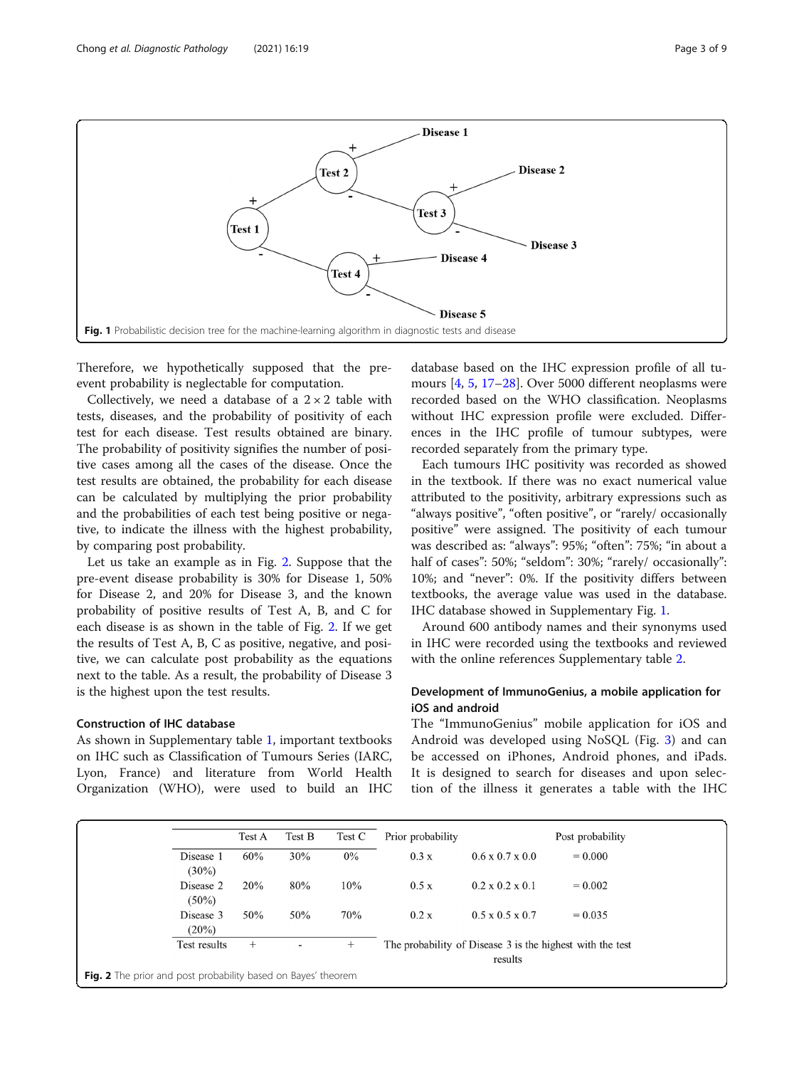Fig. 1 Probabilistic decision tree for the machine-learning algorithm in diagnostic tests and disease

Therefore, we hypothetically supposed that the pre-event probability is neglectable for computation.

Collectively, we need a database of a 2 × 2 table with tests, diseases, and the probability of positivity of each test for each disease. Test results obtained are binary. The probability of positivity signifies the number of positive cases among all the cases of the disease. Once the test results are obtained, the probability for each disease can be calculated by multiplying the prior probability and the probabilities of each test being positive or negative, to indicate the illness with the highest probability, by comparing post probability.

Let us take an example as in Fig. 2. Suppose that the pre-event disease probability is 30% for Disease 1, 50% for Disease 2, and 20% for Disease 3, and the known probability of positive results of Test A, B, and C for each disease is as shown in the table of Fig. 2. If we get the results of Test A, B, C as positive, negative, and positive, we can calculate post probability as the equations next to the table. As a result, the probability of Disease 3 is the highest upon the test results.

### Construction of IHC database

As shown in Supplementary table 1, important textbooks on IHC such as Classification of Tumours Series (IARC, Lyon, France) and literature from World Health Organization (WHO), were used to build an IHC database based on the IHC expression profile of all tumours [4, 5, 17–28]. Over 5000 different neoplasms were recorded based on the WHO classification. Neoplasms without IHC expression profile were excluded. Differences in the IHC profile of tumour subtypes, were recorded separately from the primary type.

Each tumours IHC positivity was recorded as showed in the textbook. If there was no exact numerical value attributed to the positivity, arbitrary expressions such as "always positive", "often positive", or "rarely/ occasionally positive" were assigned. The positivity of each tumour was described as: "always": 95%; "often": 75%; "in about a half of cases": 50%; "seldom": 30%; "rarely/ occasionally": 10%; and "never": 0%. If the positivity differs between textbooks, the average value was used in the database. IHC database showed in Supplementary Fig. 1.

Around 600 antibody names and their synonyms used in IHC were recorded using the textbooks and reviewed with the online references Supplementary table 2.

### Development of ImmunoGenius, a mobile application for iOS and android

The "ImmunoGenius" mobile application for iOS and Android was developed using NoSQL (Fig. 3) and can be accessed on iPhones, Android phones, and iPads. It is designed to search for diseases and upon selection of the illness it generates a table with the IHC

|  | Test A | Test B | Test C | Prior probability | | Post probability |
|---|---|---|---|---|---|---|
| Disease 1 (30%) | 60% | 30% | 0% | 0.3 x | 0.6 x 0.7 x 0.0 | = 0.000 |
| Disease 2 (50%) | 20% | 80% | 10% | 0.5 x | 0.2 x 0.2 x 0.1 | = 0.002 |
| Disease 3 (20%) | 50% | 50% | 70% | 0.2 x | 0.5 x 0.5 x 0.7 | = 0.035 |
| Test results | + | - | + | The probability of Disease 3 is the highest with the test results | | |

Fig. 2 The prior and post probability based on Bayes' theorem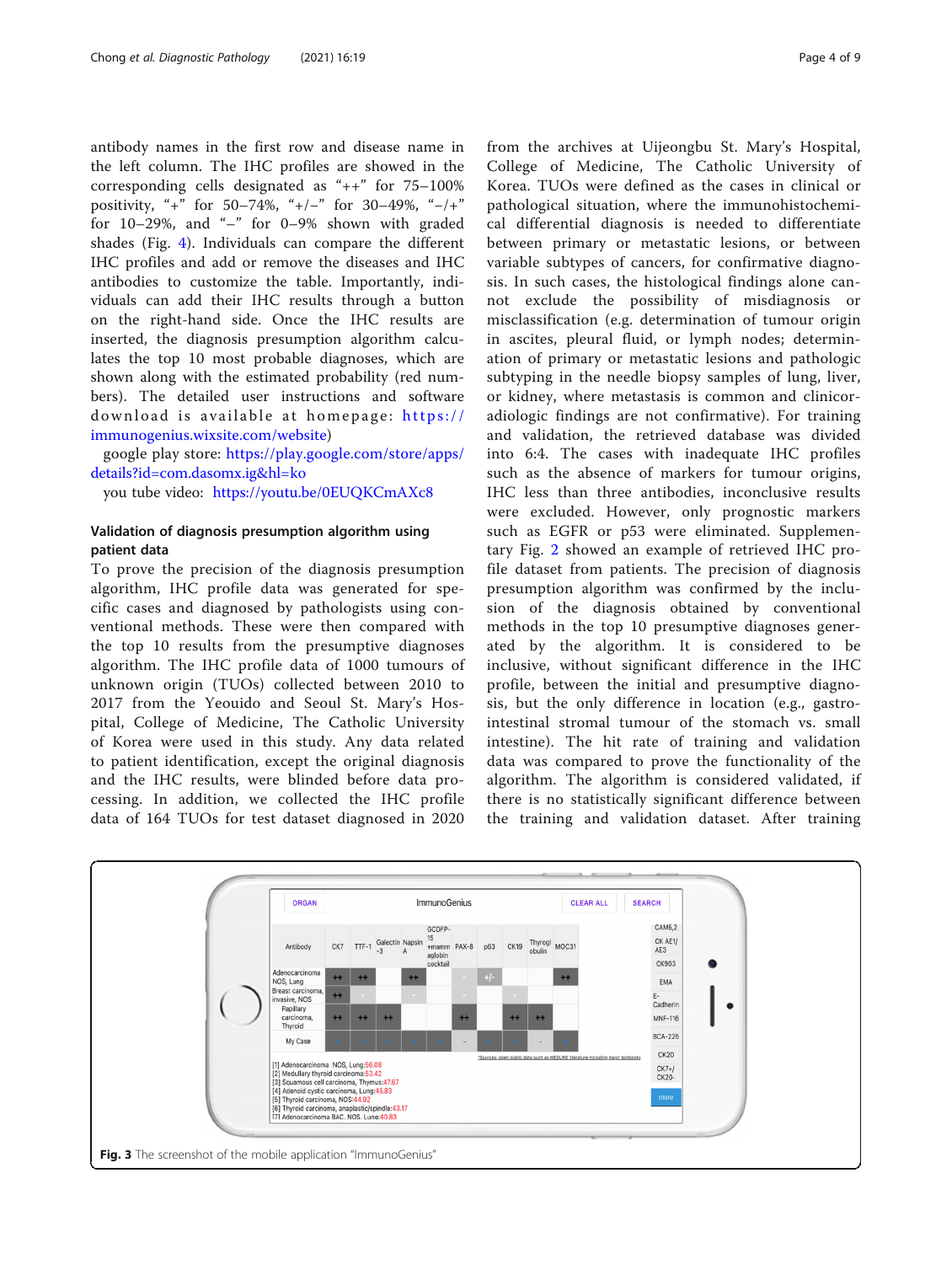antibody names in the first row and disease name in the left column. The IHC profiles are showed in the corresponding cells designated as "++" for 75–100% positivity, "+" for 50–74%, "+/−" for 30–49%, "−/+" for 10–29%, and "−" for 0–9% shown with graded shades (Fig. 4). Individuals can compare the different IHC profiles and add or remove the diseases and IHC antibodies to customize the table. Importantly, individuals can add their IHC results through a button on the right-hand side. Once the IHC results are inserted, the diagnosis presumption algorithm calculates the top 10 most probable diagnoses, which are shown along with the estimated probability (red numbers). The detailed user instructions and software download is available at homepage: https://immunogenius.wixsite.com/website)

google play store: https://play.google.com/store/apps/details?id=com.dasomx.ig&hl=ko

you tube video: https://youtu.be/0EUQKCmAXc8

### Validation of diagnosis presumption algorithm using patient data

To prove the precision of the diagnosis presumption algorithm, IHC profile data was generated for specific cases and diagnosed by pathologists using conventional methods. These were then compared with the top 10 results from the presumptive diagnoses algorithm. The IHC profile data of 1000 tumours of unknown origin (TUOs) collected between 2010 to 2017 from the Yeouido and Seoul St. Mary's Hospital, College of Medicine, The Catholic University of Korea were used in this study. Any data related to patient identification, except the original diagnosis and the IHC results, were blinded before data processing. In addition, we collected the IHC profile data of 164 TUOs for test dataset diagnosed in 2020 from the archives at Uijeongbu St. Mary's Hospital, College of Medicine, The Catholic University of Korea. TUOs were defined as the cases in clinical or pathological situation, where the immunohistochemical differential diagnosis is needed to differentiate between primary or metastatic lesions, or between variable subtypes of cancers, for confirmative diagnosis. In such cases, the histological findings alone cannot exclude the possibility of misdiagnosis or misclassification (e.g. determination of tumour origin in ascites, pleural fluid, or lymph nodes; determination of primary or metastatic lesions and pathologic subtyping in the needle biopsy samples of lung, liver, or kidney, where metastasis is common and clinicoradiologic findings are not confirmative). For training and validation, the retrieved database was divided into 6:4. The cases with inadequate IHC profiles such as the absence of markers for tumour origins, IHC less than three antibodies, inconclusive results were excluded. However, only prognostic markers such as EGFR or p53 were eliminated. Supplementary Fig. 2 showed an example of retrieved IHC profile dataset from patients. The precision of diagnosis presumption algorithm was confirmed by the inclusion of the diagnosis obtained by conventional methods in the top 10 presumptive diagnoses generated by the algorithm. It is considered to be inclusive, without significant difference in the IHC profile, between the initial and presumptive diagnosis, but the only difference in location (e.g., gastrointestinal stromal tumour of the stomach vs. small intestine). The hit rate of training and validation data was compared to prove the functionality of the algorithm. The algorithm is considered validated, if there is no statistically significant difference between the training and validation dataset. After training

**Fig. 3** The screenshot of the mobile application "ImmunoGenius"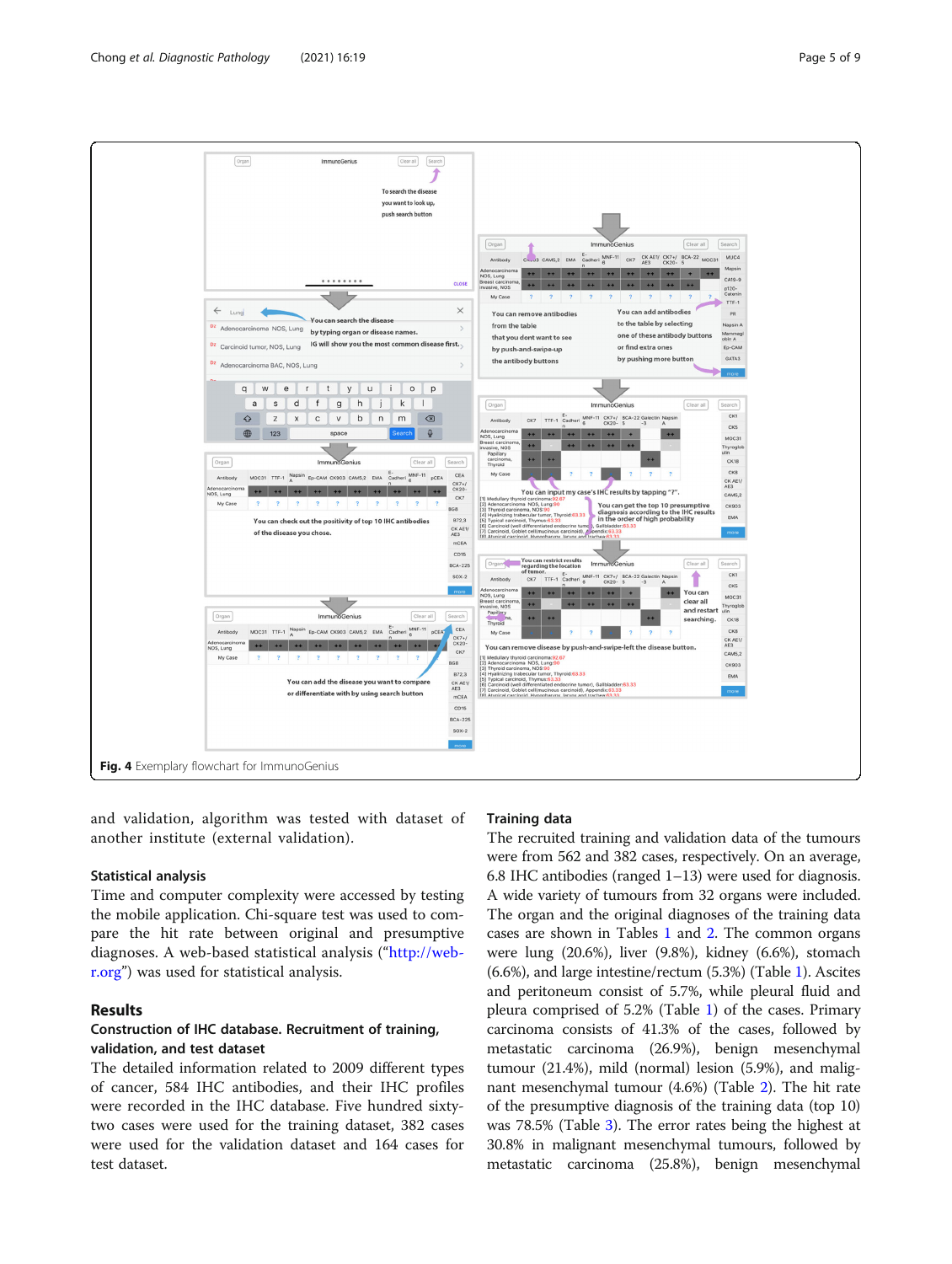**Fig. 4** Exemplary flowchart for ImmunoGenius

and validation, algorithm was tested with dataset of another institute (external validation).

### Statistical analysis

Time and computer complexity were accessed by testing the mobile application. Chi-square test was used to compare the hit rate between original and presumptive diagnoses. A web-based statistical analysis ("http://web-r.org") was used for statistical analysis.

## Results

### Construction of IHC database. Recruitment of training, validation, and test dataset

The detailed information related to 2009 different types of cancer, 584 IHC antibodies, and their IHC profiles were recorded in the IHC database. Five hundred sixty-two cases were used for the training dataset, 382 cases were used for the validation dataset and 164 cases for test dataset.

### Training data

The recruited training and validation data of the tumours were from 562 and 382 cases, respectively. On an average, 6.8 IHC antibodies (ranged 1–13) were used for diagnosis. A wide variety of tumours from 32 organs were included. The organ and the original diagnoses of the training data cases are shown in Tables 1 and 2. The common organs were lung (20.6%), liver (9.8%), kidney (6.6%), stomach (6.6%), and large intestine/rectum (5.3%) (Table 1). Ascites and peritoneum consist of 5.7%, while pleural fluid and pleura comprised of 5.2% (Table 1) of the cases. Primary carcinoma consists of 41.3% of the cases, followed by metastatic carcinoma (26.9%), benign mesenchymal tumour (21.4%), mild (normal) lesion (5.9%), and malignant mesenchymal tumour (4.6%) (Table 2). The hit rate of the presumptive diagnosis of the training data (top 10) was 78.5% (Table 3). The error rates being the highest at 30.8% in malignant mesenchymal tumours, followed by metastatic carcinoma (25.8%), benign mesenchymal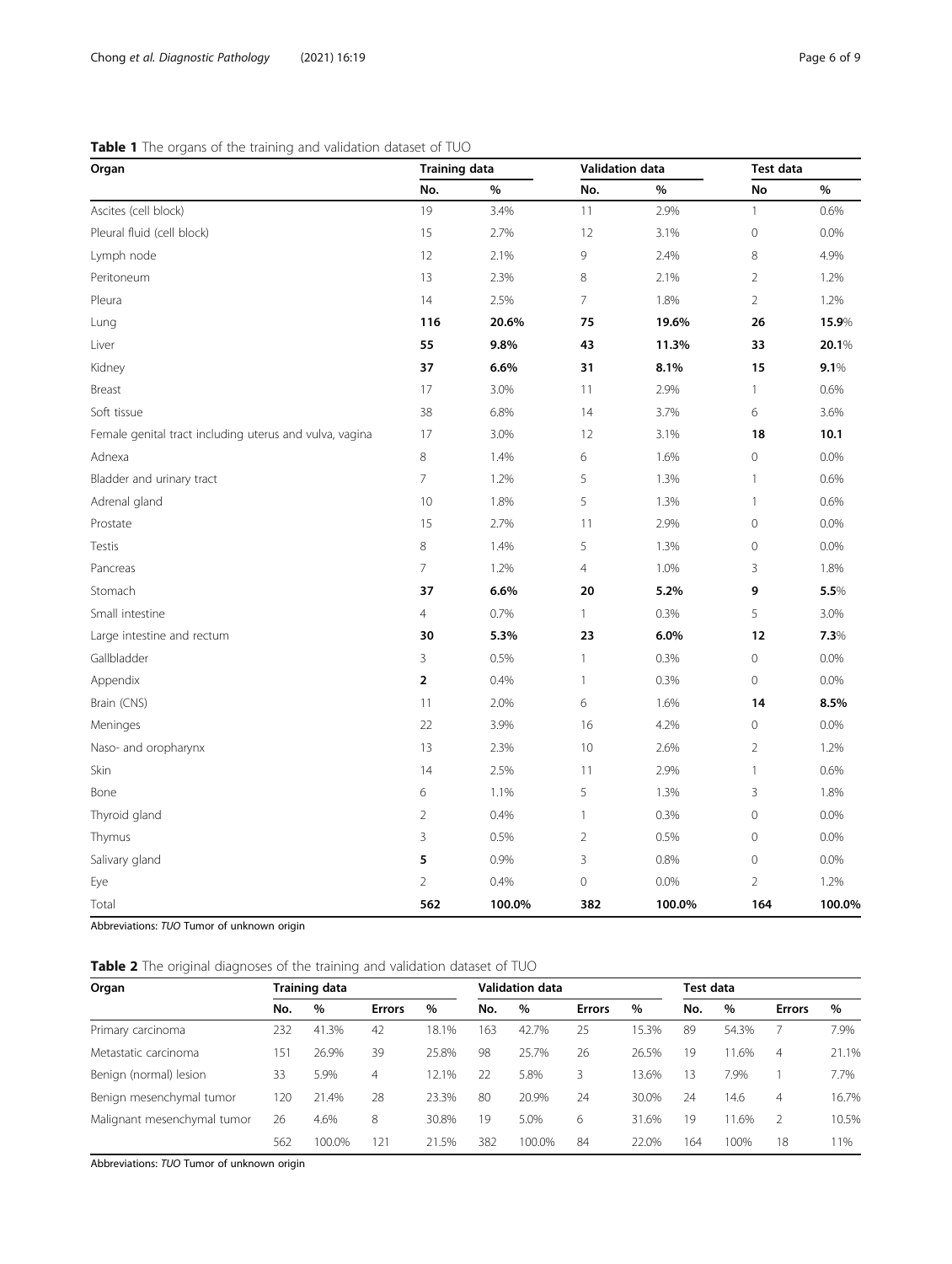**Table 1** The organs of the training and validation dataset of TUO

| Organ | Training data | | Validation data | | Test data | |
|---|---|---|---|---|---|---|
| | No. | % | No. | % | No | % |
| Ascites (cell block) | 19 | 3.4% | 11 | 2.9% | 1 | 0.6% |
| Pleural fluid (cell block) | 15 | 2.7% | 12 | 3.1% | 0 | 0.0% |
| Lymph node | 12 | 2.1% | 9 | 2.4% | 8 | 4.9% |
| Peritoneum | 13 | 2.3% | 8 | 2.1% | 2 | 1.2% |
| Pleura | 14 | 2.5% | 7 | 1.8% | 2 | 1.2% |
| Lung | **116** | **20.6%** | **75** | **19.6%** | **26** | **15.9**% |
| Liver | **55** | **9.8%** | **43** | **11.3%** | **33** | **20.1**% |
| Kidney | **37** | **6.6%** | **31** | **8.1%** | **15** | **9.1**% |
| Breast | 17 | 3.0% | 11 | 2.9% | 1 | 0.6% |
| Soft tissue | 38 | 6.8% | 14 | 3.7% | 6 | 3.6% |
| Female genital tract including uterus and vulva, vagina | 17 | 3.0% | 12 | 3.1% | **18** | **10.1** |
| Adnexa | 8 | 1.4% | 6 | 1.6% | 0 | 0.0% |
| Bladder and urinary tract | 7 | 1.2% | 5 | 1.3% | 1 | 0.6% |
| Adrenal gland | 10 | 1.8% | 5 | 1.3% | 1 | 0.6% |
| Prostate | 15 | 2.7% | 11 | 2.9% | 0 | 0.0% |
| Testis | 8 | 1.4% | 5 | 1.3% | 0 | 0.0% |
| Pancreas | 7 | 1.2% | 4 | 1.0% | 3 | 1.8% |
| Stomach | **37** | **6.6%** | **20** | **5.2%** | **9** | **5.5**% |
| Small intestine | 4 | 0.7% | 1 | 0.3% | 5 | 3.0% |
| Large intestine and rectum | **30** | **5.3%** | **23** | **6.0%** | **12** | **7.3**% |
| Gallbladder | 3 | 0.5% | 1 | 0.3% | 0 | 0.0% |
| Appendix | **2** | 0.4% | 1 | 0.3% | 0 | 0.0% |
| Brain (CNS) | 11 | 2.0% | 6 | 1.6% | **14** | **8.5%** |
| Meninges | 22 | 3.9% | 16 | 4.2% | 0 | 0.0% |
| Naso- and oropharynx | 13 | 2.3% | 10 | 2.6% | 2 | 1.2% |
| Skin | 14 | 2.5% | 11 | 2.9% | 1 | 0.6% |
| Bone | 6 | 1.1% | 5 | 1.3% | 3 | 1.8% |
| Thyroid gland | 2 | 0.4% | 1 | 0.3% | 0 | 0.0% |
| Thymus | 3 | 0.5% | 2 | 0.5% | 0 | 0.0% |
| Salivary gland | **5** | 0.9% | 3 | 0.8% | 0 | 0.0% |
| Eye | 2 | 0.4% | 0 | 0.0% | 2 | 1.2% |
| Total | **562** | **100.0%** | **382** | **100.0%** | **164** | **100.0%** |

Abbreviations: *TUO* Tumor of unknown origin

**Table 2** The original diagnoses of the training and validation dataset of TUO

| Organ | Training data | | | | Validation data | | | | Test data | | | |
|---|---|---|---|---|---|---|---|---|---|---|---|---|
| | No. | % | Errors | % | No. | % | Errors | % | No. | % | Errors | % |
| Primary carcinoma | 232 | 41.3% | 42 | 18.1% | 163 | 42.7% | 25 | 15.3% | 89 | 54.3% | 7 | 7.9% |
| Metastatic carcinoma | 151 | 26.9% | 39 | 25.8% | 98 | 25.7% | 26 | 26.5% | 19 | 11.6% | 4 | 21.1% |
| Benign (normal) lesion | 33 | 5.9% | 4 | 12.1% | 22 | 5.8% | 3 | 13.6% | 13 | 7.9% | 1 | 7.7% |
| Benign mesenchymal tumor | 120 | 21.4% | 28 | 23.3% | 80 | 20.9% | 24 | 30.0% | 24 | 14.6 | 4 | 16.7% |
| Malignant mesenchymal tumor | 26 | 4.6% | 8 | 30.8% | 19 | 5.0% | 6 | 31.6% | 19 | 11.6% | 2 | 10.5% |
| | 562 | 100.0% | 121 | 21.5% | 382 | 100.0% | 84 | 22.0% | 164 | 100% | 18 | 11% |

Abbreviations: *TUO* Tumor of unknown origin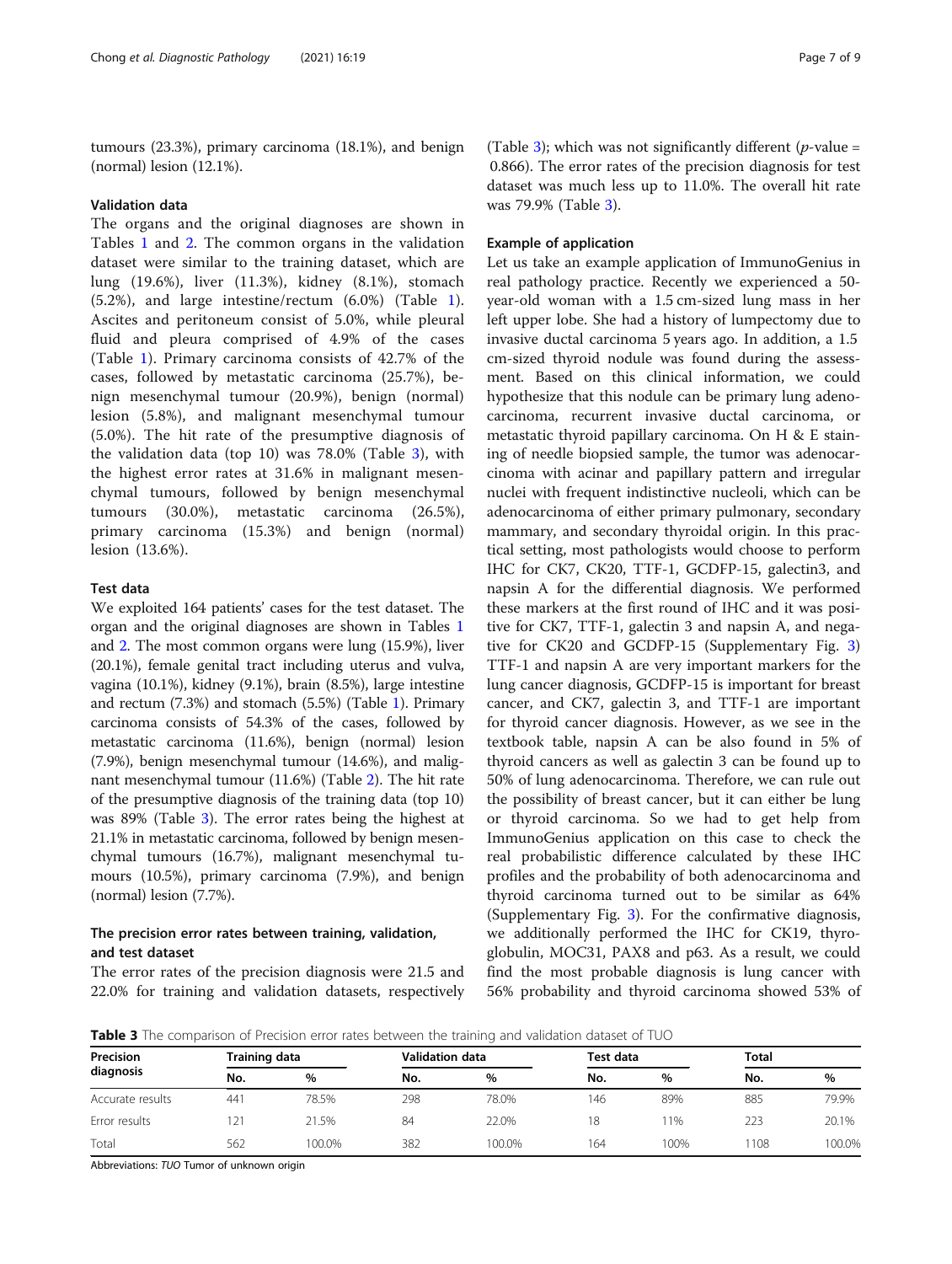tumours (23.3%), primary carcinoma (18.1%), and benign (normal) lesion (12.1%).

### Validation data

The organs and the original diagnoses are shown in Tables 1 and 2. The common organs in the validation dataset were similar to the training dataset, which are lung (19.6%), liver (11.3%), kidney (8.1%), stomach (5.2%), and large intestine/rectum (6.0%) (Table 1). Ascites and peritoneum consist of 5.0%, while pleural fluid and pleura comprised of 4.9% of the cases (Table 1). Primary carcinoma consists of 42.7% of the cases, followed by metastatic carcinoma (25.7%), benign mesenchymal tumour (20.9%), benign (normal) lesion (5.8%), and malignant mesenchymal tumour (5.0%). The hit rate of the presumptive diagnosis of the validation data (top 10) was 78.0% (Table 3), with the highest error rates at 31.6% in malignant mesenchymal tumours, followed by benign mesenchymal tumours (30.0%), metastatic carcinoma (26.5%), primary carcinoma (15.3%) and benign (normal) lesion (13.6%).

### Test data

We exploited 164 patients' cases for the test dataset. The organ and the original diagnoses are shown in Tables 1 and 2. The most common organs were lung (15.9%), liver (20.1%), female genital tract including uterus and vulva, vagina (10.1%), kidney (9.1%), brain (8.5%), large intestine and rectum (7.3%) and stomach (5.5%) (Table 1). Primary carcinoma consists of 54.3% of the cases, followed by metastatic carcinoma (11.6%), benign (normal) lesion (7.9%), benign mesenchymal tumour (14.6%), and malignant mesenchymal tumour (11.6%) (Table 2). The hit rate of the presumptive diagnosis of the training data (top 10) was 89% (Table 3). The error rates being the highest at 21.1% in metastatic carcinoma, followed by benign mesenchymal tumours (16.7%), malignant mesenchymal tumours (10.5%), primary carcinoma (7.9%), and benign (normal) lesion (7.7%).

### The precision error rates between training, validation, and test dataset

The error rates of the precision diagnosis were 21.5 and 22.0% for training and validation datasets, respectively (Table 3); which was not significantly different ($p$-value = 0.866). The error rates of the precision diagnosis for test dataset was much less up to 11.0%. The overall hit rate was 79.9% (Table 3).

### Example of application

Let us take an example application of ImmunoGenius in real pathology practice. Recently we experienced a 50-year-old woman with a 1.5 cm-sized lung mass in her left upper lobe. She had a history of lumpectomy due to invasive ductal carcinoma 5 years ago. In addition, a 1.5 cm-sized thyroid nodule was found during the assessment. Based on this clinical information, we could hypothesize that this nodule can be primary lung adenocarcinoma, recurrent invasive ductal carcinoma, or metastatic thyroid papillary carcinoma. On H & E staining of needle biopsied sample, the tumor was adenocarcinoma with acinar and papillary pattern and irregular nuclei with frequent indistinctive nucleoli, which can be adenocarcinoma of either primary pulmonary, secondary mammary, and secondary thyroidal origin. In this practical setting, most pathologists would choose to perform IHC for CK7, CK20, TTF-1, GCDFP-15, galectin3, and napsin A for the differential diagnosis. We performed these markers at the first round of IHC and it was positive for CK7, TTF-1, galectin 3 and napsin A, and negative for CK20 and GCDFP-15 (Supplementary Fig. 3) TTF-1 and napsin A are very important markers for the lung cancer diagnosis, GCDFP-15 is important for breast cancer, and CK7, galectin 3, and TTF-1 are important for thyroid cancer diagnosis. However, as we see in the textbook table, napsin A can be also found in 5% of thyroid cancers as well as galectin 3 can be found up to 50% of lung adenocarcinoma. Therefore, we can rule out the possibility of breast cancer, but it can either be lung or thyroid carcinoma. So we had to get help from ImmunoGenius application on this case to check the real probabilistic difference calculated by these IHC profiles and the probability of both adenocarcinoma and thyroid carcinoma turned out to be similar as 64% (Supplementary Fig. 3). For the confirmative diagnosis, we additionally performed the IHC for CK19, thyroglobulin, MOC31, PAX8 and p63. As a result, we could find the most probable diagnosis is lung cancer with 56% probability and thyroid carcinoma showed 53% of

**Table 3** The comparison of Precision error rates between the training and validation dataset of TUO

| Precision diagnosis | Training data | | Validation data | | Test data | | Total | |
|---|---|---|---|---|---|---|---|---|
| | No. | % | No. | % | No. | % | No. | % |
| Accurate results | 441 | 78.5% | 298 | 78.0% | 146 | 89% | 885 | 79.9% |
| Error results | 121 | 21.5% | 84 | 22.0% | 18 | 11% | 223 | 20.1% |
| Total | 562 | 100.0% | 382 | 100.0% | 164 | 100% | 1108 | 100.0% |

Abbreviations: *TUO* Tumor of unknown origin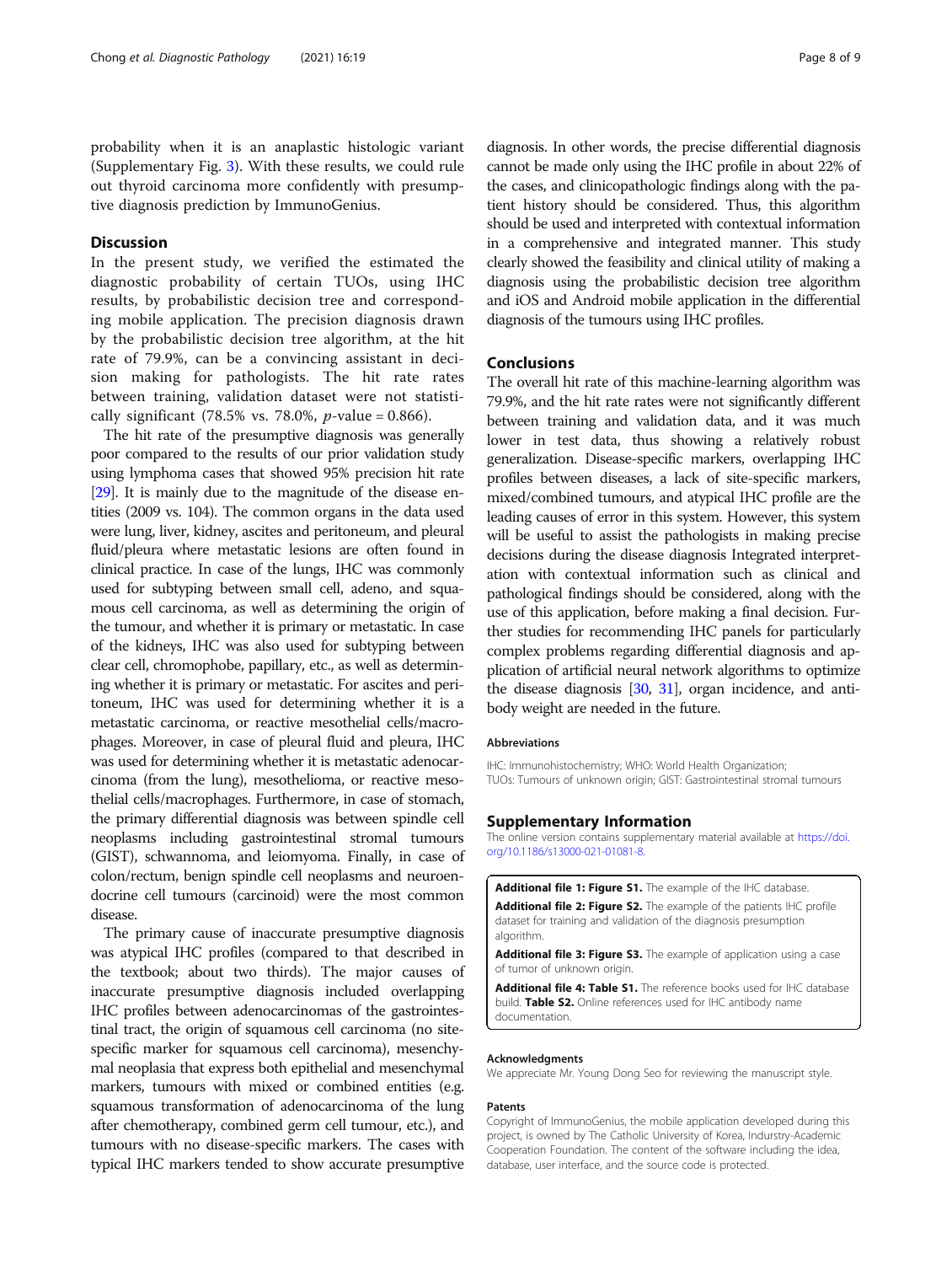probability when it is an anaplastic histologic variant (Supplementary Fig. 3). With these results, we could rule out thyroid carcinoma more confidently with presumptive diagnosis prediction by ImmunoGenius.

## Discussion

In the present study, we verified the estimated the diagnostic probability of certain TUOs, using IHC results, by probabilistic decision tree and corresponding mobile application. The precision diagnosis drawn by the probabilistic decision tree algorithm, at the hit rate of 79.9%, can be a convincing assistant in decision making for pathologists. The hit rate rates between training, validation dataset were not statistically significant (78.5% vs. 78.0%, $p$-value = 0.866).

The hit rate of the presumptive diagnosis was generally poor compared to the results of our prior validation study using lymphoma cases that showed 95% precision hit rate [29]. It is mainly due to the magnitude of the disease entities (2009 vs. 104). The common organs in the data used were lung, liver, kidney, ascites and peritoneum, and pleural fluid/pleura where metastatic lesions are often found in clinical practice. In case of the lungs, IHC was commonly used for subtyping between small cell, adeno, and squamous cell carcinoma, as well as determining the origin of the tumour, and whether it is primary or metastatic. In case of the kidneys, IHC was also used for subtyping between clear cell, chromophobe, papillary, etc., as well as determining whether it is primary or metastatic. For ascites and peritoneum, IHC was used for determining whether it is a metastatic carcinoma, or reactive mesothelial cells/macrophages. Moreover, in case of pleural fluid and pleura, IHC was used for determining whether it is metastatic adenocarcinoma (from the lung), mesothelioma, or reactive mesothelial cells/macrophages. Furthermore, in case of stomach, the primary differential diagnosis was between spindle cell neoplasms including gastrointestinal stromal tumours (GIST), schwannoma, and leiomyoma. Finally, in case of colon/rectum, benign spindle cell neoplasms and neuroendocrine cell tumours (carcinoid) were the most common disease.

The primary cause of inaccurate presumptive diagnosis was atypical IHC profiles (compared to that described in the textbook; about two thirds). The major causes of inaccurate presumptive diagnosis included overlapping IHC profiles between adenocarcinomas of the gastrointestinal tract, the origin of squamous cell carcinoma (no site-specific marker for squamous cell carcinoma), mesenchymal neoplasia that express both epithelial and mesenchymal markers, tumours with mixed or combined entities (e.g. squamous transformation of adenocarcinoma of the lung after chemotherapy, combined germ cell tumour, etc.), and tumours with no disease-specific markers. The cases with typical IHC markers tended to show accurate presumptive diagnosis. In other words, the precise differential diagnosis cannot be made only using the IHC profile in about 22% of the cases, and clinicopathologic findings along with the patient history should be considered. Thus, this algorithm should be used and interpreted with contextual information in a comprehensive and integrated manner. This study clearly showed the feasibility and clinical utility of making a diagnosis using the probabilistic decision tree algorithm and iOS and Android mobile application in the differential diagnosis of the tumours using IHC profiles.

## Conclusions

The overall hit rate of this machine-learning algorithm was 79.9%, and the hit rate rates were not significantly different between training and validation data, and it was much lower in test data, thus showing a relatively robust generalization. Disease-specific markers, overlapping IHC profiles between diseases, a lack of site-specific markers, mixed/combined tumours, and atypical IHC profile are the leading causes of error in this system. However, this system will be useful to assist the pathologists in making precise decisions during the disease diagnosis Integrated interpretation with contextual information such as clinical and pathological findings should be considered, along with the use of this application, before making a final decision. Further studies for recommending IHC panels for particularly complex problems regarding differential diagnosis and application of artificial neural network algorithms to optimize the disease diagnosis [30, 31], organ incidence, and antibody weight are needed in the future.

#### Abbreviations

IHC: Immunohistochemistry; WHO: World Health Organization; TUOs: Tumours of unknown origin; GIST: Gastrointestinal stromal tumours

## Supplementary Information

The online version contains supplementary material available at https://doi.org/10.1186/s13000-021-01081-8.

**Additional file 1: Figure S1.** The example of the IHC database.

**Additional file 2: Figure S2.** The example of the patients IHC profile dataset for training and validation of the diagnosis presumption algorithm.

**Additional file 3: Figure S3.** The example of application using a case of tumor of unknown origin.

**Additional file 4: Table S1.** The reference books used for IHC database build. **Table S2.** Online references used for IHC antibody name documentation.

#### Acknowledgments

We appreciate Mr. Young Dong Seo for reviewing the manuscript style.

#### Patents

Copyright of ImmunoGenius, the mobile application developed during this project, is owned by The Catholic University of Korea, Indurstry-Academic Cooperation Foundation. The content of the software including the idea, database, user interface, and the source code is protected.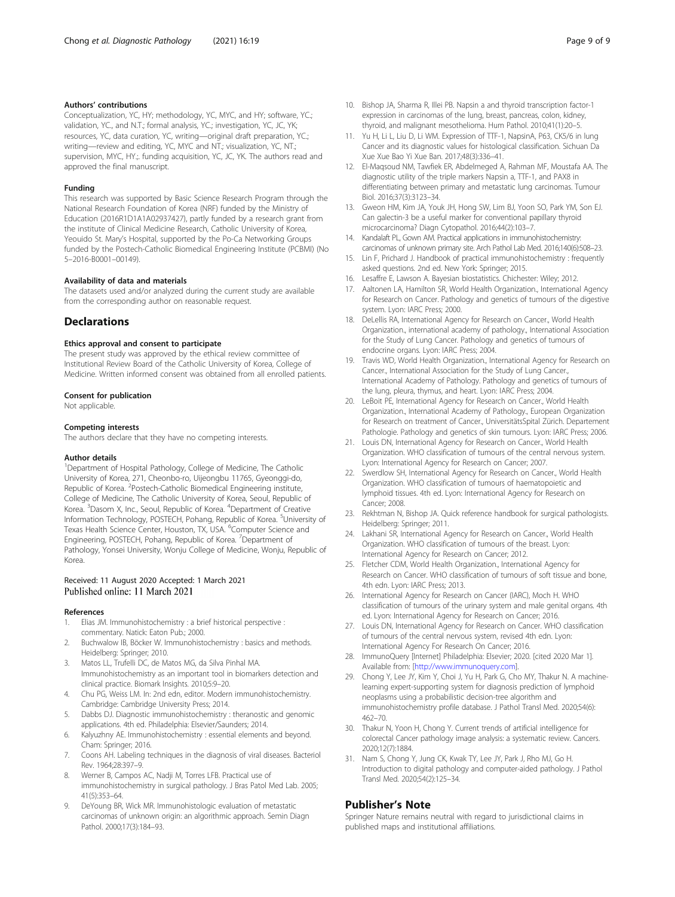### Authors' contributions

Conceptualization, YC, HY; methodology, YC, MYC, and HY; software, YC.; validation, YC., and N.T.; formal analysis, YC.; investigation, YC, JC, YK; resources, YC, data curation, YC, writing—original draft preparation, YC.; writing—review and editing, YC, MYC and NT.; visualization, YC, NT.; supervision, MYC, HY.;. funding acquisition, YC, JC, YK. The authors read and approved the final manuscript.

### Funding

This research was supported by Basic Science Research Program through the National Research Foundation of Korea (NRF) funded by the Ministry of Education (2016R1D1A1A02937427), partly funded by a research grant from the institute of Clinical Medicine Research, Catholic University of Korea, Yeouido St. Mary's Hospital, supported by the Po-Ca Networking Groups funded by the Postech-Catholic Biomedical Engineering Institute (PCBMI) (No 5–2016-B0001–00149).

### Availability of data and materials

The datasets used and/or analyzed during the current study are available from the corresponding author on reasonable request.

## Declarations

### Ethics approval and consent to participate

The present study was approved by the ethical review committee of Institutional Review Board of the Catholic University of Korea, College of Medicine. Written informed consent was obtained from all enrolled patients.

### Consent for publication

Not applicable.

### Competing interests

The authors declare that they have no competing interests.

### Author details

[1]Department of Hospital Pathology, College of Medicine, The Catholic University of Korea, 271, Cheonbo-ro, Uijeongbu 11765, Gyeonggi-do, Republic of Korea. [2]Postech-Catholic Biomedical Engineering institute, College of Medicine, The Catholic University of Korea, Seoul, Republic of Korea. [3]Dasom X, Inc., Seoul, Republic of Korea. [4]Department of Creative Information Technology, POSTECH, Pohang, Republic of Korea. [5]University of Texas Health Science Center, Houston, TX, USA. [6]Computer Science and Engineering, POSTECH, Pohang, Republic of Korea. [7]Department of Pathology, Yonsei University, Wonju College of Medicine, Wonju, Republic of Korea.

Received: 11 August 2020 Accepted: 1 March 2021
Published online: 11 March 2021

### References

1. Elias JM. Immunohistochemistry : a brief historical perspective : commentary. Natick: Eaton Pub.; 2000.
2. Buchwalow IB, Böcker W. Immunohistochemistry : basics and methods. Heidelberg: Springer; 2010.
3. Matos LL, Trufelli DC, de Matos MG, da Silva Pinhal MA. Immunohistochemistry as an important tool in biomarkers detection and clinical practice. Biomark Insights. 2010;5:9–20.
4. Chu PG, Weiss LM. In: 2nd edn, editor. Modern immunohistochemistry. Cambridge: Cambridge University Press; 2014.
5. Dabbs DJ. Diagnostic immunohistochemistry : theranostic and genomic applications. 4th ed. Philadelphia: Elsevier/Saunders; 2014.
6. Kalyuzhny AE. Immunohistochemistry : essential elements and beyond. Cham: Springer; 2016.
7. Coons AH. Labeling techniques in the diagnosis of viral diseases. Bacteriol Rev. 1964;28:397–9.
8. Werner B, Campos AC, Nadji M, Torres LFB. Practical use of immunohistochemistry in surgical pathology. J Bras Patol Med Lab. 2005; 41(5):353–64.
9. DeYoung BR, Wick MR. Immunohistologic evaluation of metastatic carcinomas of unknown origin: an algorithmic approach. Semin Diagn Pathol. 2000;17(3):184–93.
10. Bishop JA, Sharma R, Illei PB. Napsin a and thyroid transcription factor-1 expression in carcinomas of the lung, breast, pancreas, colon, kidney, thyroid, and malignant mesothelioma. Hum Pathol. 2010;41(1):20–5.
11. Yu H, Li L, Liu D, Li WM. Expression of TTF-1, NapsinA, P63, CK5/6 in lung Cancer and its diagnostic values for histological classification. Sichuan Da Xue Xue Bao Yi Xue Ban. 2017;48(3):336–41.
12. El-Maqsoud NM, Tawfiek ER, Abdelmeged A, Rahman MF, Moustafa AA. The diagnostic utility of the triple markers Napsin a, TTF-1, and PAX8 in differentiating between primary and metastatic lung carcinomas. Tumour Biol. 2016;37(3):3123–34.
13. Gweon HM, Kim JA, Youk JH, Hong SW, Lim BJ, Yoon SO, Park YM, Son EJ. Can galectin-3 be a useful marker for conventional papillary thyroid microcarcinoma? Diagn Cytopathol. 2016;44(2):103–7.
14. Kandalaft PL, Gown AM. Practical applications in immunohistochemistry: carcinomas of unknown primary site. Arch Pathol Lab Med. 2016;140(6):508–23.
15. Lin F, Prichard J. Handbook of practical immunohistochemistry : frequently asked questions. 2nd ed. New York: Springer; 2015.
16. Lesaffre E, Lawson A. Bayesian biostatistics. Chichester: Wiley; 2012.
17. Aaltonen LA, Hamilton SR, World Health Organization., International Agency for Research on Cancer. Pathology and genetics of tumours of the digestive system. Lyon: IARC Press; 2000.
18. DeLellis RA, International Agency for Research on Cancer., World Health Organization., international academy of pathology., International Association for the Study of Lung Cancer. Pathology and genetics of tumours of endocrine organs. Lyon: IARC Press; 2004.
19. Travis WD, World Health Organization., International Agency for Research on Cancer., International Association for the Study of Lung Cancer., International Academy of Pathology. Pathology and genetics of tumours of the lung, pleura, thymus, and heart. Lyon: IARC Press; 2004.
20. LeBoit PE, International Agency for Research on Cancer., World Health Organization., International Academy of Pathology., European Organization for Research on treatment of Cancer., UniversitätsSpital Zürich. Departement Pathologie. Pathology and genetics of skin tumours. Lyon: IARC Press; 2006.
21. Louis DN, International Agency for Research on Cancer., World Health Organization. WHO classification of tumours of the central nervous system. Lyon: International Agency for Research on Cancer; 2007.
22. Swerdlow SH, International Agency for Research on Cancer., World Health Organization. WHO classification of tumours of haematopoietic and lymphoid tissues. 4th ed. Lyon: International Agency for Research on Cancer; 2008.
23. Rekhtman N, Bishop JA. Quick reference handbook for surgical pathologists. Heidelberg: Springer; 2011.
24. Lakhani SR, International Agency for Research on Cancer., World Health Organization. WHO classification of tumours of the breast. Lyon: International Agency for Research on Cancer; 2012.
25. Fletcher CDM, World Health Organization., International Agency for Research on Cancer. WHO classification of tumours of soft tissue and bone, 4th edn. Lyon: IARC Press; 2013.
26. International Agency for Research on Cancer (IARC), Moch H. WHO classification of tumours of the urinary system and male genital organs. 4th ed. Lyon: International Agency for Research on Cancer; 2016.
27. Louis DN, International Agency for Research on Cancer. WHO classification of tumours of the central nervous system, revised 4th edn. Lyon: International Agency For Research On Cancer; 2016.
28. ImmunoQuery [Internet] Philadelphia: Elsevier; 2020. [cited 2020 Mar 1]. Available from: [http://www.immunoquery.com].
29. Chong Y, Lee JY, Kim Y, Choi J, Yu H, Park G, Cho MY, Thakur N. A machine-learning expert-supporting system for diagnosis prediction of lymphoid neoplasms using a probabilistic decision-tree algorithm and immunohistochemistry profile database. J Pathol Transl Med. 2020;54(6): 462–70.
30. Thakur N, Yoon H, Chong Y. Current trends of artificial intelligence for colorectal Cancer pathology image analysis: a systematic review. Cancers. 2020;12(7):1884.
31. Nam S, Chong Y, Jung CK, Kwak TY, Lee JY, Park J, Rho MJ, Go H. Introduction to digital pathology and computer-aided pathology. J Pathol Transl Med. 2020;54(2):125–34.

## Publisher's Note

Springer Nature remains neutral with regard to jurisdictional claims in published maps and institutional affiliations.